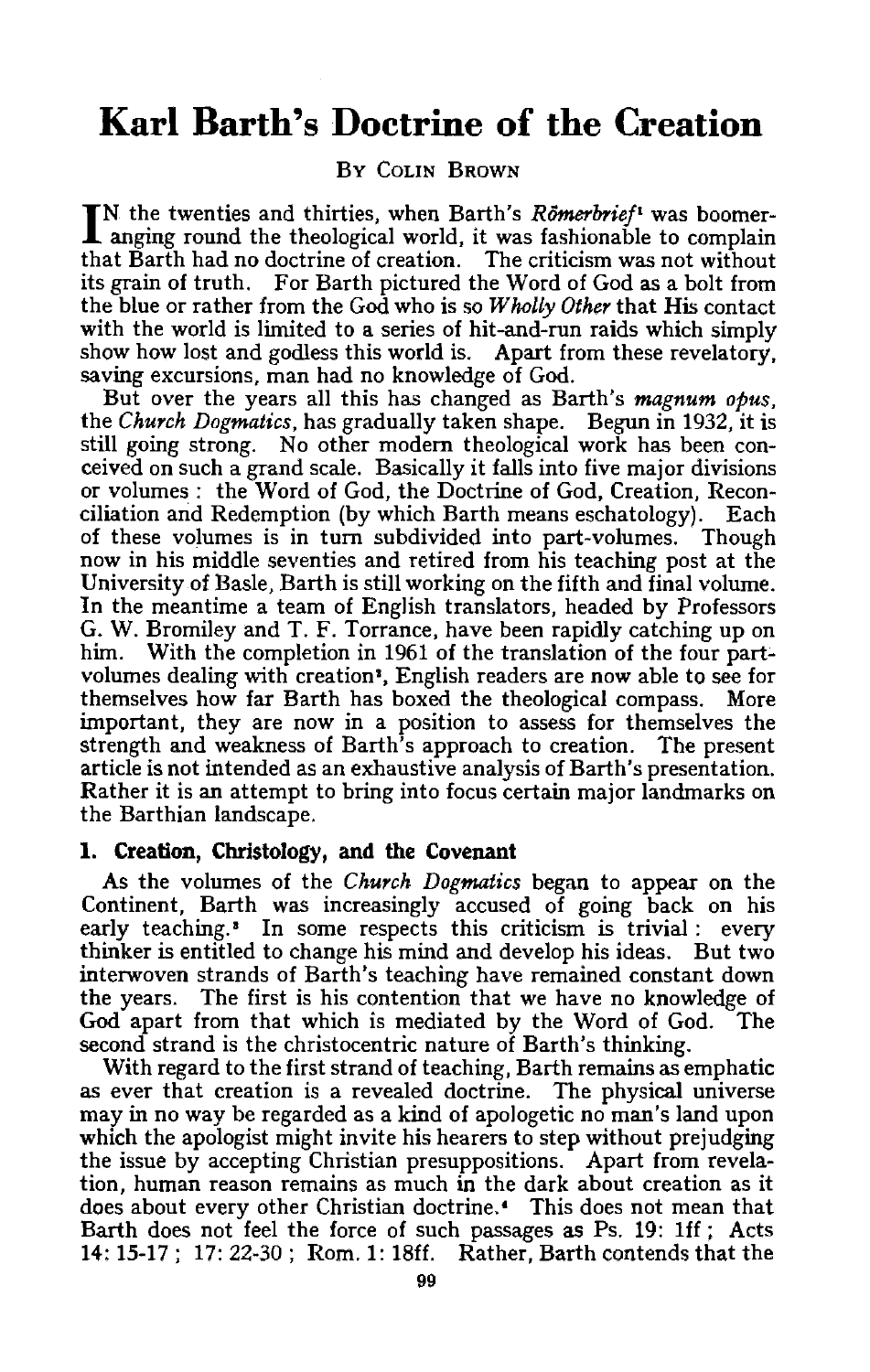# Karl Barth's Doctrine of the Creation

By Colin Brown

In the twenties and thirties, when Barth's *Römerbrief*[1] was boomeranging round the theological world, it was fashionable to complain that Barth had no doctrine of creation. The criticism was not without its grain of truth. For Barth pictured the Word of God as a bolt from the blue or rather from the God who is so *Wholly Other* that His contact with the world is limited to a series of hit-and-run raids which simply show how lost and godless this world is. Apart from these revelatory, saving excursions, man had no knowledge of God.

But over the years all this has changed as Barth's ***magnum opus***, the *Church Dogmatics*, has gradually taken shape. Begun in 1932, it is still going strong. No other modern theological work has been conceived on such a grand scale. Basically it falls into five major divisions or volumes : the Word of God, the Doctrine of God, Creation, Reconciliation and Redemption (by which Barth means eschatology). Each of these volumes is in turn subdivided into part-volumes. Though now in his middle seventies and retired from his teaching post at the University of Basle, Barth is still working on the fifth and final volume. In the meantime a team of English translators, headed by Professors G. W. Bromiley and T. F. Torrance, have been rapidly catching up on him. With the completion in 1961 of the translation of the four part-volumes dealing with creation[2], English readers are now able to see for themselves how far Barth has boxed the theological compass. More important, they are now in a position to assess for themselves the strength and weakness of Barth's approach to creation. The present article is not intended as an exhaustive analysis of Barth's presentation. Rather it is an attempt to bring into focus certain major landmarks on the Barthian landscape.

## 1. Creation, Christology, and the Covenant

As the volumes of the *Church Dogmatics* began to appear on the Continent, Barth was increasingly accused of going back on his early teaching.[3] In some respects this criticism is trivial : every thinker is entitled to change his mind and develop his ideas. But two interwoven strands of Barth's teaching have remained constant down the years. The first is his contention that we have no knowledge of God apart from that which is mediated by the Word of God. The second strand is the christocentric nature of Barth's thinking.

With regard to the first strand of teaching, Barth remains as emphatic as ever that creation is a revealed doctrine. The physical universe may in no way be regarded as a kind of apologetic no man's land upon which the apologist might invite his hearers to step without prejudging the issue by accepting Christian presuppositions. Apart from revelation, human reason remains as much in the dark about creation as it does about every other Christian doctrine.[4] This does not mean that Barth does not feel the force of such passages as Ps. 19: 1ff ; Acts 14: 15-17 ; 17: 22-30 ; Rom. 1: 18ff. Rather, Barth contends that the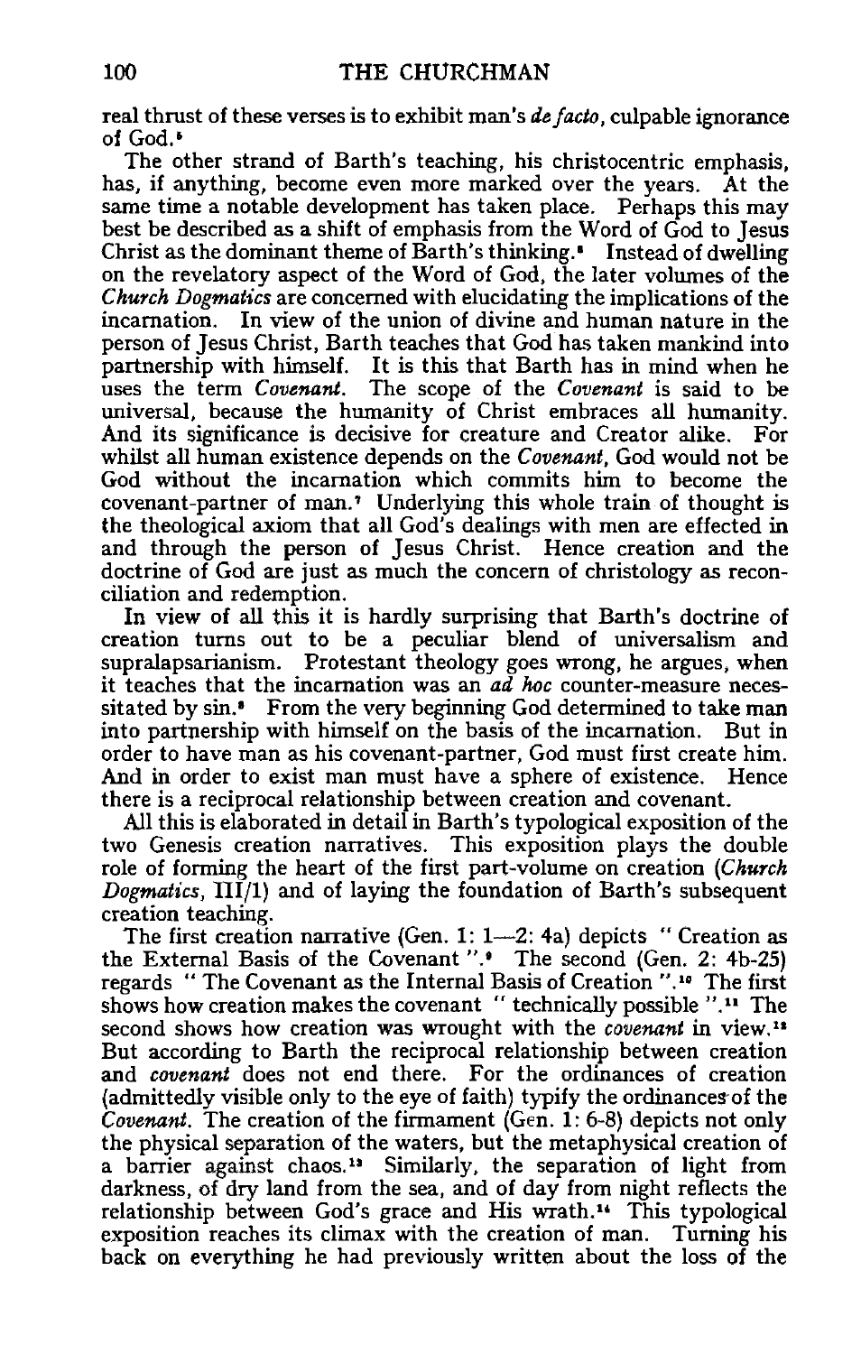real thrust of these verses is to exhibit man's *de facto*, culpable ignorance of God.[5]

The other strand of Barth's teaching, his christocentric emphasis, has, if anything, become even more marked over the years. At the same time a notable development has taken place. Perhaps this may best be described as a shift of emphasis from the Word of God to Jesus Christ as the dominant theme of Barth's thinking.[6] Instead of dwelling on the revelatory aspect of the Word of God, the later volumes of the *Church Dogmatics* are concerned with elucidating the implications of the incarnation. In view of the union of divine and human nature in the person of Jesus Christ, Barth teaches that God has taken mankind into partnership with himself. It is this that Barth has in mind when he uses the term *Covenant*. The scope of the *Covenant* is said to be universal, because the humanity of Christ embraces all humanity. And its significance is decisive for creature and Creator alike. For whilst all human existence depends on the *Covenant*, God would not be God without the incarnation which commits him to become the covenant-partner of man.[7] Underlying this whole train of thought is the theological axiom that all God's dealings with men are effected in and through the person of Jesus Christ. Hence creation and the doctrine of God are just as much the concern of christology as reconciliation and redemption.

In view of all this it is hardly surprising that Barth's doctrine of creation turns out to be a peculiar blend of universalism and supralapsarianism. Protestant theology goes wrong, he argues, when it teaches that the incarnation was an *ad hoc* counter-measure necessitated by sin.[8] From the very beginning God determined to take man into partnership with himself on the basis of the incarnation. But in order to have man as his covenant-partner, God must first create him. And in order to exist man must have a sphere of existence. Hence there is a reciprocal relationship between creation and covenant.

All this is elaborated in detail in Barth's typological exposition of the two Genesis creation narratives. This exposition plays the double role of forming the heart of the first part-volume on creation (*Church Dogmatics*, III/1) and of laying the foundation of Barth's subsequent creation teaching.

The first creation narrative (Gen. 1: 1—2: 4a) depicts " Creation as the External Basis of the Covenant ".[9] The second (Gen. 2: 4b-25) regards " The Covenant as the Internal Basis of Creation ".[10] The first shows how creation makes the covenant " technically possible ".[11] The second shows how creation was wrought with the *covenant* in view.[12] But according to Barth the reciprocal relationship between creation and *covenant* does not end there. For the ordinances of creation (admittedly visible only to the eye of faith) typify the ordinances of the *Covenant*. The creation of the firmament (Gen. 1: 6-8) depicts not only the physical separation of the waters, but the metaphysical creation of a barrier against chaos.[13] Similarly, the separation of light from darkness, of dry land from the sea, and of day from night reflects the relationship between God's grace and His wrath.[14] This typological exposition reaches its climax with the creation of man. Turning his back on everything he had previously written about the loss of the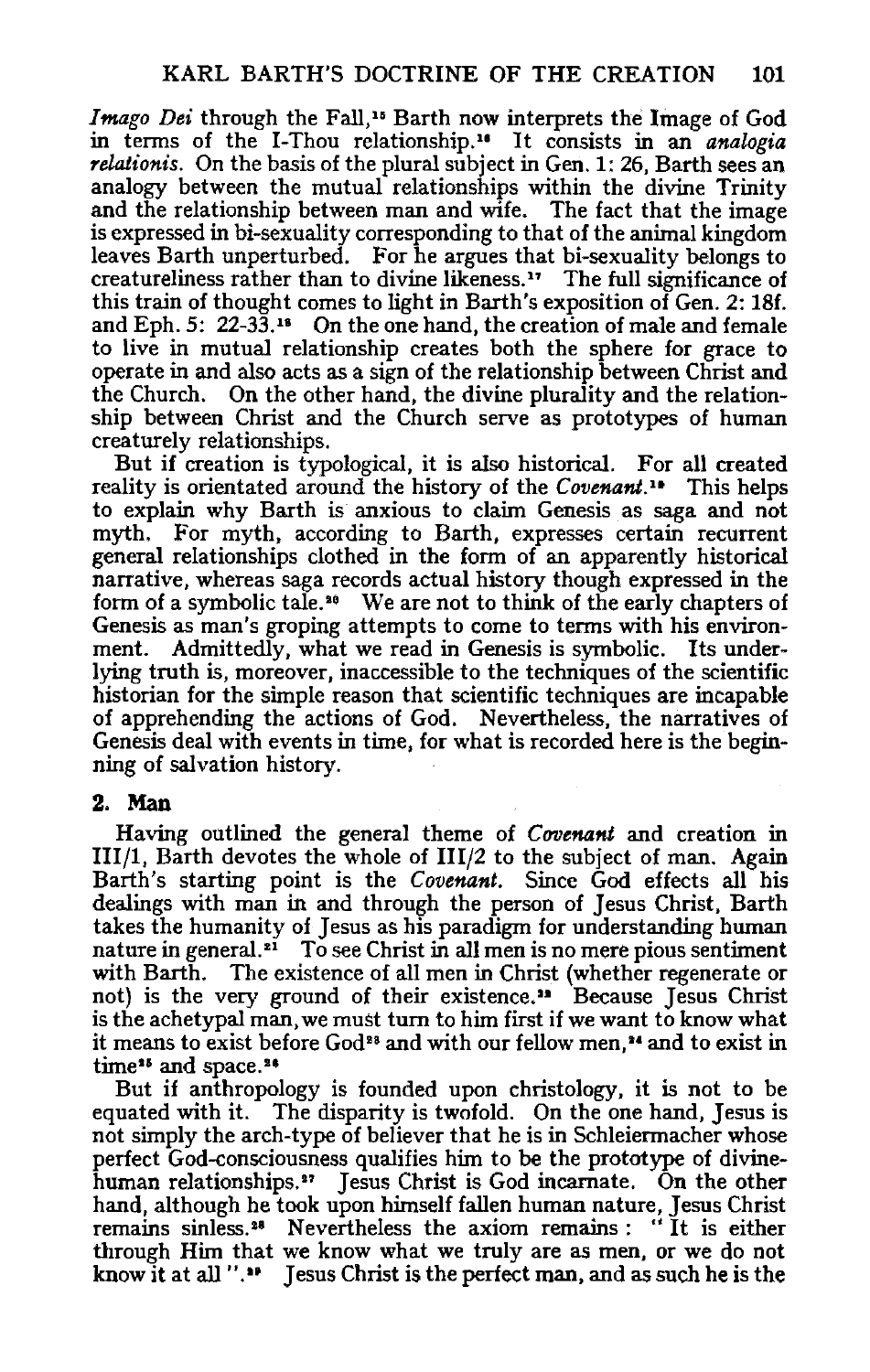*Imago Dei* through the Fall,[15] Barth now interprets the Image of God in terms of the I-Thou relationship.[16] It consists in an *analogia relationis*. On the basis of the plural subject in Gen. 1: 26, Barth sees an analogy between the mutual relationships within the divine Trinity and the relationship between man and wife. The fact that the image is expressed in bi-sexuality corresponding to that of the animal kingdom leaves Barth unperturbed. For he argues that bi-sexuality belongs to creatureliness rather than to divine likeness.[17] The full significance of this train of thought comes to light in Barth's exposition of Gen. 2: 18f. and Eph. 5: 22-33.[18] On the one hand, the creation of male and female to live in mutual relationship creates both the sphere for grace to operate in and also acts as a sign of the relationship between Christ and the Church. On the other hand, the divine plurality and the relationship between Christ and the Church serve as prototypes of human creaturely relationships.

But if creation is typological, it is also historical. For all created reality is orientated around the history of the *Covenant*.[19] This helps to explain why Barth is anxious to claim Genesis as saga and not myth. For myth, according to Barth, expresses certain recurrent general relationships clothed in the form of an apparently historical narrative, whereas saga records actual history though expressed in the form of a symbolic tale.[20] We are not to think of the early chapters of Genesis as man's groping attempts to come to terms with his environment. Admittedly, what we read in Genesis is symbolic. Its underlying truth is, moreover, inaccessible to the techniques of the scientific historian for the simple reason that scientific techniques are incapable of apprehending the actions of God. Nevertheless, the narratives of Genesis deal with events in time, for what is recorded here is the beginning of salvation history.

## 2. Man

Having outlined the general theme of *Covenant* and creation in III/1, Barth devotes the whole of III/2 to the subject of man. Again Barth's starting point is the *Covenant*. Since God effects all his dealings with man in and through the person of Jesus Christ, Barth takes the humanity of Jesus as his paradigm for understanding human nature in general.[21] To see Christ in all men is no mere pious sentiment with Barth. The existence of all men in Christ (whether regenerate or not) is the very ground of their existence.[22] Because Jesus Christ is the achetypal man, we must turn to him first if we want to know what it means to exist before God[23] and with our fellow men,[24] and to exist in time[25] and space.[26]

But if anthropology is founded upon christology, it is not to be equated with it. The disparity is twofold. On the one hand, Jesus is not simply the arch-type of believer that he is in Schleiermacher whose perfect God-consciousness qualifies him to be the prototype of divine-human relationships.[27] Jesus Christ is God incarnate. On the other hand, although he took upon himself fallen human nature, Jesus Christ remains sinless.[28] Nevertheless the axiom remains : "It is either through Him that we know what we truly are as men, or we do not know it at all".[29] Jesus Christ is the perfect man, and as such he is the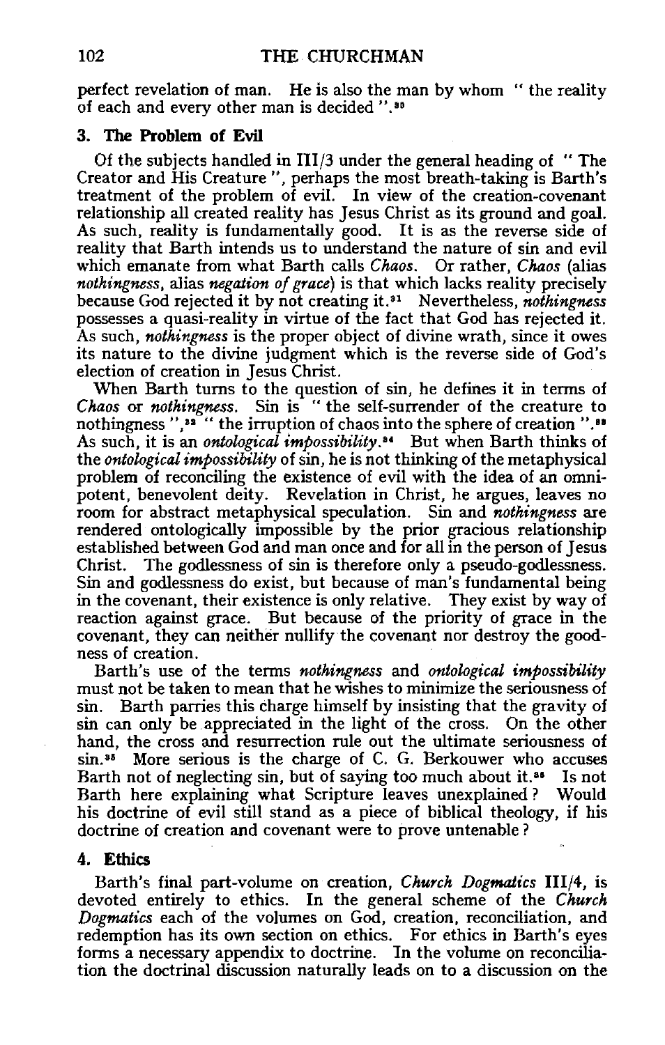perfect revelation of man. He is also the man by whom " the reality of each and every other man is decided ".[30]

### 3. The Problem of Evil

Of the subjects handled in III/3 under the general heading of " The Creator and His Creature ", perhaps the most breath-taking is Barth's treatment of the problem of evil. In view of the creation-covenant relationship all created reality has Jesus Christ as its ground and goal. As such, reality is fundamentally good. It is as the reverse side of reality that Barth intends us to understand the nature of sin and evil which emanate from what Barth calls *Chaos*. Or rather, *Chaos* (alias *nothingness*, alias *negation of grace*) is that which lacks reality precisely because God rejected it by not creating it.[31] Nevertheless, *nothingness* possesses a quasi-reality in virtue of the fact that God has rejected it. As such, *nothingness* is the proper object of divine wrath, since it owes its nature to the divine judgment which is the reverse side of God's election of creation in Jesus Christ.

When Barth turns to the question of sin, he defines it in terms of *Chaos* or *nothingness*. Sin is " the self-surrender of the creature to nothingness ",[32] " the irruption of chaos into the sphere of creation ".[33] As such, it is an *ontological impossibility*.[34] But when Barth thinks of the *ontological impossibility* of sin, he is not thinking of the metaphysical problem of reconciling the existence of evil with the idea of an omnipotent, benevolent deity. Revelation in Christ, he argues, leaves no room for abstract metaphysical speculation. Sin and *nothingness* are rendered ontologically impossible by the prior gracious relationship established between God and man once and for all in the person of Jesus Christ. The godlessness of sin is therefore only a pseudo-godlessness. Sin and godlessness do exist, but because of man's fundamental being in the covenant, their existence is only relative. They exist by way of reaction against grace. But because of the priority of grace in the covenant, they can neither nullify the covenant nor destroy the goodness of creation.

Barth's use of the terms *nothingness* and *ontological impossibility* must not be taken to mean that he wishes to minimize the seriousness of sin. Barth parries this charge himself by insisting that the gravity of sin can only be appreciated in the light of the cross. On the other hand, the cross and resurrection rule out the ultimate seriousness of sin.[35] More serious is the charge of C. G. Berkouwer who accuses Barth not of neglecting sin, but of saying too much about it.[36] Is not Barth here explaining what Scripture leaves unexplained? Would his doctrine of evil still stand as a piece of biblical theology, if his doctrine of creation and covenant were to prove untenable?

### 4. Ethics

Barth's final part-volume on creation, *Church Dogmatics* III/4, is devoted entirely to ethics. In the general scheme of the *Church Dogmatics* each of the volumes on God, creation, reconciliation, and redemption has its own section on ethics. For ethics in Barth's eyes forms a necessary appendix to doctrine. In the volume on reconciliation the doctrinal discussion naturally leads on to a discussion on the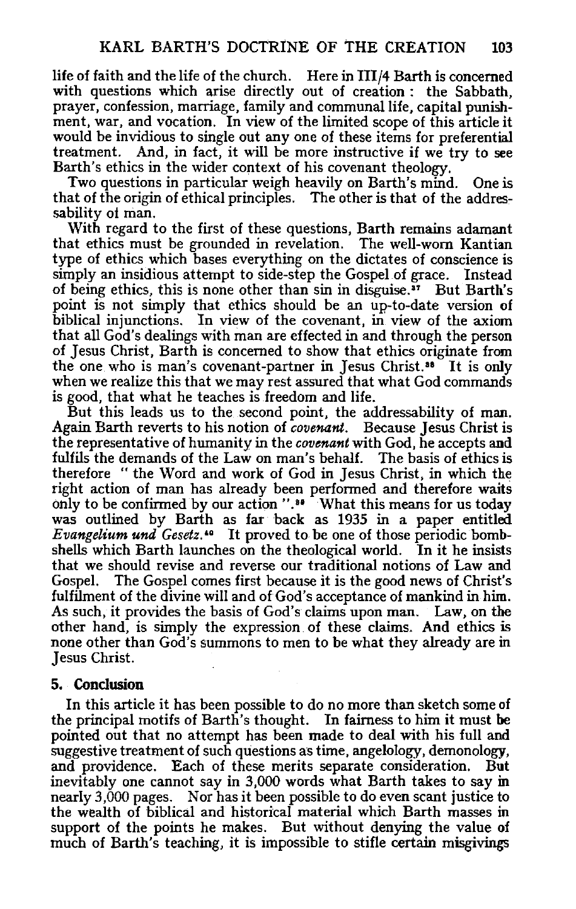life of faith and the life of the church. Here in III/4 Barth is concerned with questions which arise directly out of creation : the Sabbath, prayer, confession, marriage, family and communal life, capital punishment, war, and vocation. In view of the limited scope of this article it would be invidious to single out any one of these items for preferential treatment. And, in fact, it will be more instructive if we try to see Barth's ethics in the wider context of his covenant theology.

Two questions in particular weigh heavily on Barth's mind. One is that of the origin of ethical principles. The other is that of the addressability of man.

With regard to the first of these questions, Barth remains adamant that ethics must be grounded in revelation. The well-worn Kantian type of ethics which bases everything on the dictates of conscience is simply an insidious attempt to side-step the Gospel of grace. Instead of being ethics, this is none other than sin in disguise.[37] But Barth's point is not simply that ethics should be an up-to-date version of biblical injunctions. In view of the covenant, in view of the axiom that all God's dealings with man are effected in and through the person of Jesus Christ, Barth is concerned to show that ethics originate from the one who is man's covenant-partner in Jesus Christ.[38] It is only when we realize this that we may rest assured that what God commands is good, that what he teaches is freedom and life.

But this leads us to the second point, the addressability of man. Again Barth reverts to his notion of *covenant*. Because Jesus Christ is the representative of humanity in the *covenant* with God, he accepts and fulfils the demands of the Law on man's behalf. The basis of ethics is therefore " the Word and work of God in Jesus Christ, in which the right action of man has already been performed and therefore waits only to be confirmed by our action ".[39] What this means for us today was outlined by Barth as far back as 1935 in a paper entitled *Evangelium und Gesetz*.[40] It proved to be one of those periodic bombshells which Barth launches on the theological world. In it he insists that we should revise and reverse our traditional notions of Law and Gospel. The Gospel comes first because it is the good news of Christ's fulfilment of the divine will and of God's acceptance of mankind in him. As such, it provides the basis of God's claims upon man. Law, on the other hand, is simply the expression of these claims. And ethics is none other than God's summons to men to be what they already are in Jesus Christ.

## 5. Conclusion

In this article it has been possible to do no more than sketch some of the principal motifs of Barth's thought. In fairness to him it must be pointed out that no attempt has been made to deal with his full and suggestive treatment of such questions as time, angelology, demonology, and providence. Each of these merits separate consideration. But inevitably one cannot say in 3,000 words what Barth takes to say in nearly 3,000 pages. Nor has it been possible to do even scant justice to the wealth of biblical and historical material which Barth masses in support of the points he makes. But without denying the value of much of Barth's teaching, it is impossible to stifle certain misgivings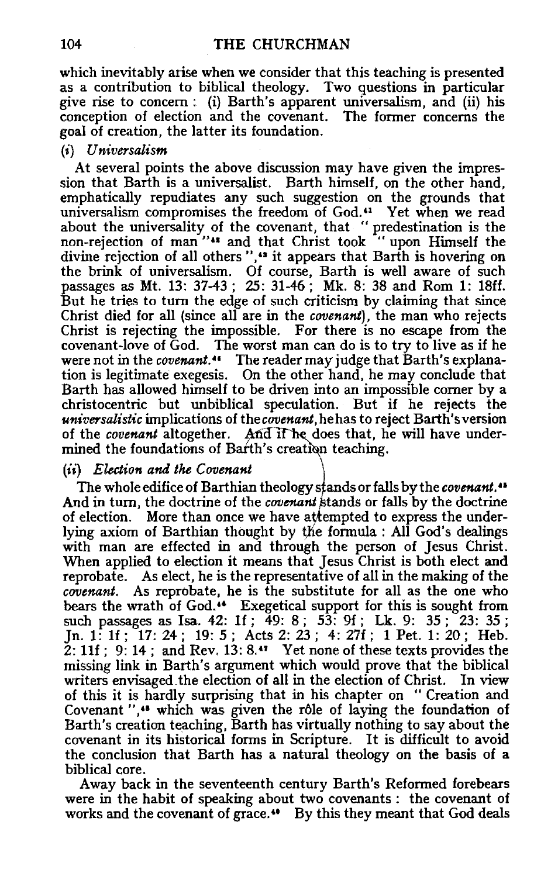which inevitably arise when we consider that this teaching is presented as a contribution to biblical theology. Two questions in particular give rise to concern: (i) Barth's apparent universalism, and (ii) his conception of election and the covenant. The former concerns the goal of creation, the latter its foundation.

*(i) Universalism*

At several points the above discussion may have given the impression that Barth is a universalist. Barth himself, on the other hand, emphatically repudiates any such suggestion on the grounds that universalism compromises the freedom of God.[41] Yet when we read about the universality of the covenant, that "predestination is the non-rejection of man"[42] and that Christ took "upon Himself the divine rejection of all others",[43] it appears that Barth is hovering on the brink of universalism. Of course, Barth is well aware of such passages as Mt. 13: 37-43; 25: 31-46; Mk. 8: 38 and Rom 1: 18ff. But he tries to turn the edge of such criticism by claiming that since Christ died for all (since all are in the *covenant*), the man who rejects Christ is rejecting the impossible. For there is no escape from the covenant-love of God. The worst man can do is to try to live as if he were not in the *covenant*.[44] The reader may judge that Barth's explanation is legitimate exegesis. On the other hand, he may conclude that Barth has allowed himself to be driven into an impossible corner by a christocentric but unbiblical speculation. But if he rejects the *universalistic* implications of the *covenant*, he has to reject Barth's version of the *covenant* altogether. And if he does that, he will have undermined the foundations of Barth's creation teaching.

*(ii) Election and the Covenant*

The whole edifice of Barthian theology stands or falls by the *covenant*.[45] And in turn, the doctrine of the *covenant* stands or falls by the doctrine of election. More than once we have attempted to express the underlying axiom of Barthian thought by the formula: All God's dealings with man are effected in and through the person of Jesus Christ. When applied to election it means that Jesus Christ is both elect and reprobate. As elect, he is the representative of all in the making of the *covenant*. As reprobate, he is the substitute for all as the one who bears the wrath of God.[46] Exegetical support for this is sought from such passages as Isa. 42: 1f; 49: 8; 53: 9f; Lk. 9: 35; 23: 35; Jn. 1: 1f; 17: 24; 19: 5; Acts 2: 23; 4: 27f; 1 Pet. 1: 20; Heb. 2: 11f; 9: 14; and Rev. 13: 8.[47] Yet none of these texts provides the missing link in Barth's argument which would prove that the biblical writers envisaged the election of all in the election of Christ. In view of this it is hardly surprising that in his chapter on "Creation and Covenant",[48] which was given the rôle of laying the foundation of Barth's creation teaching, Barth has virtually nothing to say about the covenant in its historical forms in Scripture. It is difficult to avoid the conclusion that Barth has a natural theology on the basis of a biblical core.

Away back in the seventeenth century Barth's Reformed forebears were in the habit of speaking about two covenants: the covenant of works and the covenant of grace.[49] By this they meant that God deals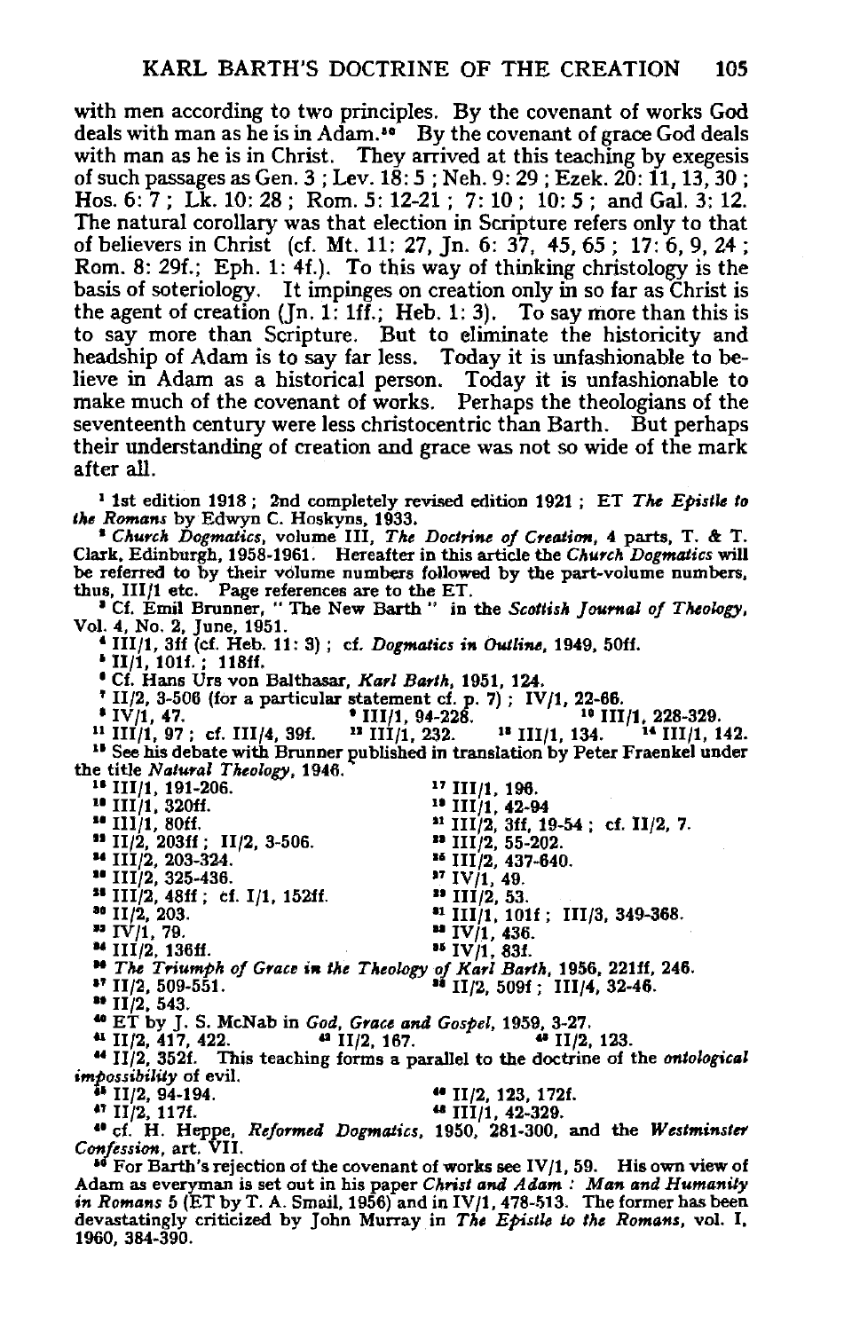with men according to two principles. By the covenant of works God deals with man as he is in Adam.[50] By the covenant of grace God deals with man as he is in Christ. They arrived at this teaching by exegesis of such passages as Gen. 3 ; Lev. 18: 5 ; Neh. 9: 29 ; Ezek. 20: 11, 13, 30 ; Hos. 6: 7 ; Lk. 10: 28 ; Rom. 5: 12-21 ; 7: 10 ; 10: 5 ; and Gal. 3: 12. The natural corollary was that election in Scripture refers only to that of believers in Christ (cf. Mt. 11: 27, Jn. 6: 37, 45, 65 ; 17: 6, 9, 24 ; Rom. 8: 29f.; Eph. 1: 4f.). To this way of thinking christology is the basis of soteriology. It impinges on creation only in so far as Christ is the agent of creation (Jn. 1: 1ff.; Heb. 1: 3). To say more than this is to say more than Scripture. But to eliminate the historicity and headship of Adam is to say far less. Today it is unfashionable to believe in Adam as a historical person. Today it is unfashionable to make much of the covenant of works. Perhaps the theologians of the seventeenth century were less christocentric than Barth. But perhaps their understanding of creation and grace was not so wide of the mark after all.

[1] 1st edition 1918 ; 2nd completely revised edition 1921 ; ET *The Epistle to the Romans* by Edwyn C. Hoskyns, 1933.

[2] *Church Dogmatics*, volume III, *The Doctrine of Creation*, 4 parts, T. & T. Clark, Edinburgh, 1958-1961. Hereafter in this article the *Church Dogmatics* will be referred to by their volume numbers followed by the part-volume numbers, thus, III/1 etc. Page references are to the ET.

[3] Cf. Emil Brunner, " The New Barth " in the *Scottish Journal of Theology*, Vol. 4, No. 2, June, 1951.

[4] III/1, 3ff (cf. Heb. 11: 3) ; cf. *Dogmatics in Outline*, 1949, 50ff.

[5] II/1, 101f. ; 118ff.

[6] Cf. Hans Urs von Balthasar, *Karl Barth*, 1951, 124.

[7] II/2, 3-506 (for a particular statement cf. p. 7) ; IV/1, 22-66.

[8] IV/1, 47.

[9] III/1, 94-228.

[10] III/1, 228-329.

[11] III/1, 97 ; cf. III/4, 39f.

[12] III/1, 232.

[13] III/1, 134.

[14] III/1, 142.

[15] See his debate with Brunner published in translation by Peter Fraenkel under the title *Natural Theology*, 1946.

[16] III/1, 191-206.

[17] III/1, 196.

[18] III/1, 320ff.

[19] III/1, 42-94

[20] III/1, 80ff.

[21] III/2, 3ff, 19-54 ; cf. II/2, 7.

[22] II/2, 203ff ; II/2, 3-506.

[23] III/2, 55-202.

[24] III/2, 203-324.

[25] III/2, 437-640.

[26] III/2, 325-436.

[27] IV/1, 49.

[28] III/2, 48ff ; cf. I/1, 152ff.

[29] III/2, 53.

[30] II/2, 203.

[31] III/1, 101f ; III/3, 349-368.

[32] IV/1, 79.

[33] IV/1, 436.

[34] III/2, 136ff.

[35] IV/1, 83f.

[36] *The Triumph of Grace in the Theology of Karl Barth*, 1956, 221ff, 246.

[37] II/2, 509-551.

[38] II/2, 509f ; III/4, 32-46.

[39] II/2, 543.

[40] ET by J. S. McNab in *God, Grace and Gospel*, 1959, 3-27.

[41] II/2, 417, 422.

[42] II/2, 167.

[43] II/2, 123.

[44] II/2, 352f. This teaching forms a parallel to the doctrine of the *ontological impossibility* of evil.

[45] II/2, 94-194.

[46] II/2, 123, 172f.

[47] II/2, 117f.

[48] III/1, 42-329.

[49] cf. H. Heppe, *Reformed Dogmatics*, 1950, 281-300, and the *Westminster Confession*, art. VII.

[50] For Barth's rejection of the covenant of works see IV/1, 59. His own view of Adam as everyman is set out in his paper *Christ and Adam : Man and Humanity in Romans* 5 (ET by T. A. Smail, 1956) and in IV/1, 478-513. The former has been devastatingly criticized by John Murray in *The Epistle to the Romans*, vol. I, 1960, 384-390.